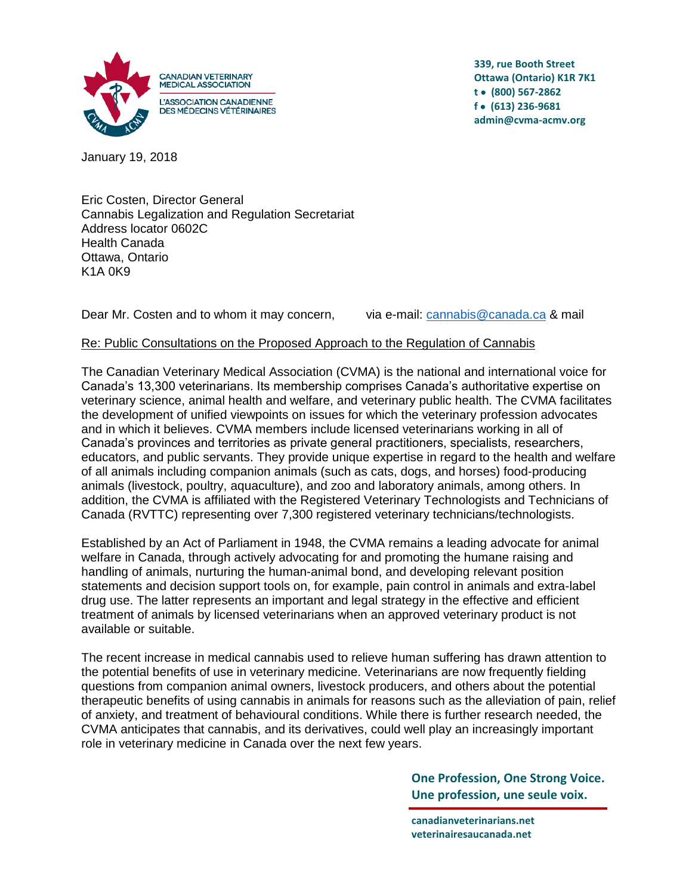CANADIAN VETERINARY MEDICAL ASSOCIATION
L'ASSOCIATION CANADIENNE DES MÉDECINS VÉTÉRINAIRES

339, rue Booth Street
Ottawa (Ontario) K1R 7K1
t • (800) 567-2862
f • (613) 236-9681
admin@cvma-acmv.org

January 19, 2018

Eric Costen, Director General
Cannabis Legalization and Regulation Secretariat
Address locator 0602C
Health Canada
Ottawa, Ontario
K1A 0K9

Dear Mr. Costen and to whom it may concern, via e-mail: cannabis@canada.ca & mail

Re: Public Consultations on the Proposed Approach to the Regulation of Cannabis

The Canadian Veterinary Medical Association (CVMA) is the national and international voice for Canada's 13,300 veterinarians. Its membership comprises Canada's authoritative expertise on veterinary science, animal health and welfare, and veterinary public health. The CVMA facilitates the development of unified viewpoints on issues for which the veterinary profession advocates and in which it believes. CVMA members include licensed veterinarians working in all of Canada's provinces and territories as private general practitioners, specialists, researchers, educators, and public servants. They provide unique expertise in regard to the health and welfare of all animals including companion animals (such as cats, dogs, and horses) food-producing animals (livestock, poultry, aquaculture), and zoo and laboratory animals, among others. In addition, the CVMA is affiliated with the Registered Veterinary Technologists and Technicians of Canada (RVTTC) representing over 7,300 registered veterinary technicians/technologists.

Established by an Act of Parliament in 1948, the CVMA remains a leading advocate for animal welfare in Canada, through actively advocating for and promoting the humane raising and handling of animals, nurturing the human-animal bond, and developing relevant position statements and decision support tools on, for example, pain control in animals and extra-label drug use. The latter represents an important and legal strategy in the effective and efficient treatment of animals by licensed veterinarians when an approved veterinary product is not available or suitable.

The recent increase in medical cannabis used to relieve human suffering has drawn attention to the potential benefits of use in veterinary medicine. Veterinarians are now frequently fielding questions from companion animal owners, livestock producers, and others about the potential therapeutic benefits of using cannabis in animals for reasons such as the alleviation of pain, relief of anxiety, and treatment of behavioural conditions. While there is further research needed, the CVMA anticipates that cannabis, and its derivatives, could well play an increasingly important role in veterinary medicine in Canada over the next few years.

One Profession, One Strong Voice.
Une profession, une seule voix.

canadianveterinarians.net
veterinairesaucanada.net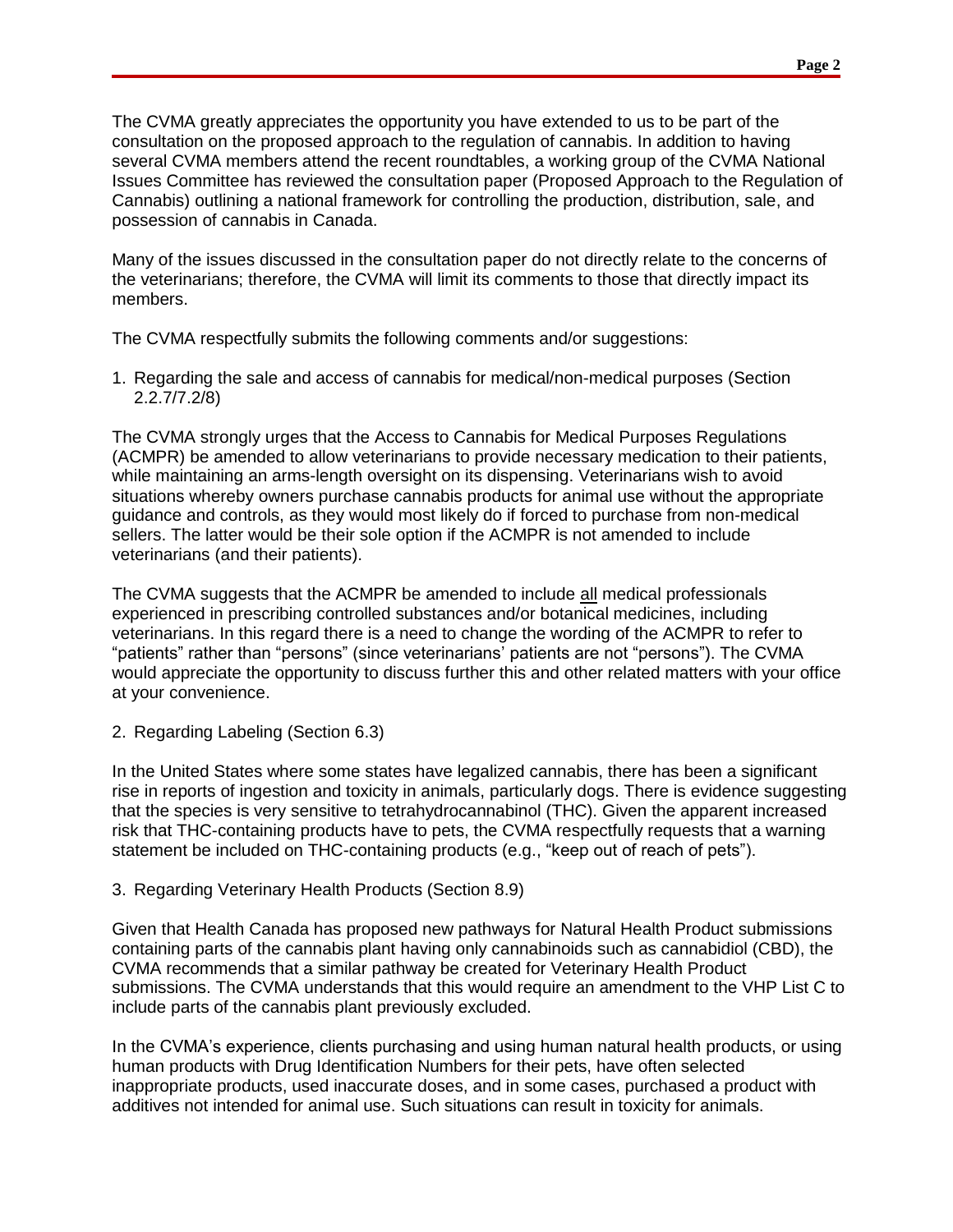The CVMA greatly appreciates the opportunity you have extended to us to be part of the consultation on the proposed approach to the regulation of cannabis. In addition to having several CVMA members attend the recent roundtables, a working group of the CVMA National Issues Committee has reviewed the consultation paper (Proposed Approach to the Regulation of Cannabis) outlining a national framework for controlling the production, distribution, sale, and possession of cannabis in Canada.

Many of the issues discussed in the consultation paper do not directly relate to the concerns of the veterinarians; therefore, the CVMA will limit its comments to those that directly impact its members.

The CVMA respectfully submits the following comments and/or suggestions:

1. Regarding the sale and access of cannabis for medical/non-medical purposes (Section 2.2.7/7.2/8)

The CVMA strongly urges that the Access to Cannabis for Medical Purposes Regulations (ACMPR) be amended to allow veterinarians to provide necessary medication to their patients, while maintaining an arms-length oversight on its dispensing. Veterinarians wish to avoid situations whereby owners purchase cannabis products for animal use without the appropriate guidance and controls, as they would most likely do if forced to purchase from non-medical sellers. The latter would be their sole option if the ACMPR is not amended to include veterinarians (and their patients).

The CVMA suggests that the ACMPR be amended to include <u>all</u> medical professionals experienced in prescribing controlled substances and/or botanical medicines, including veterinarians. In this regard there is a need to change the wording of the ACMPR to refer to "patients" rather than "persons" (since veterinarians' patients are not "persons"). The CVMA would appreciate the opportunity to discuss further this and other related matters with your office at your convenience.

2. Regarding Labeling (Section 6.3)

In the United States where some states have legalized cannabis, there has been a significant rise in reports of ingestion and toxicity in animals, particularly dogs. There is evidence suggesting that the species is very sensitive to tetrahydrocannabinol (THC). Given the apparent increased risk that THC-containing products have to pets, the CVMA respectfully requests that a warning statement be included on THC-containing products (e.g., "keep out of reach of pets").

3. Regarding Veterinary Health Products (Section 8.9)

Given that Health Canada has proposed new pathways for Natural Health Product submissions containing parts of the cannabis plant having only cannabinoids such as cannabidiol (CBD), the CVMA recommends that a similar pathway be created for Veterinary Health Product submissions. The CVMA understands that this would require an amendment to the VHP List C to include parts of the cannabis plant previously excluded.

In the CVMA's experience, clients purchasing and using human natural health products, or using human products with Drug Identification Numbers for their pets, have often selected inappropriate products, used inaccurate doses, and in some cases, purchased a product with additives not intended for animal use. Such situations can result in toxicity for animals.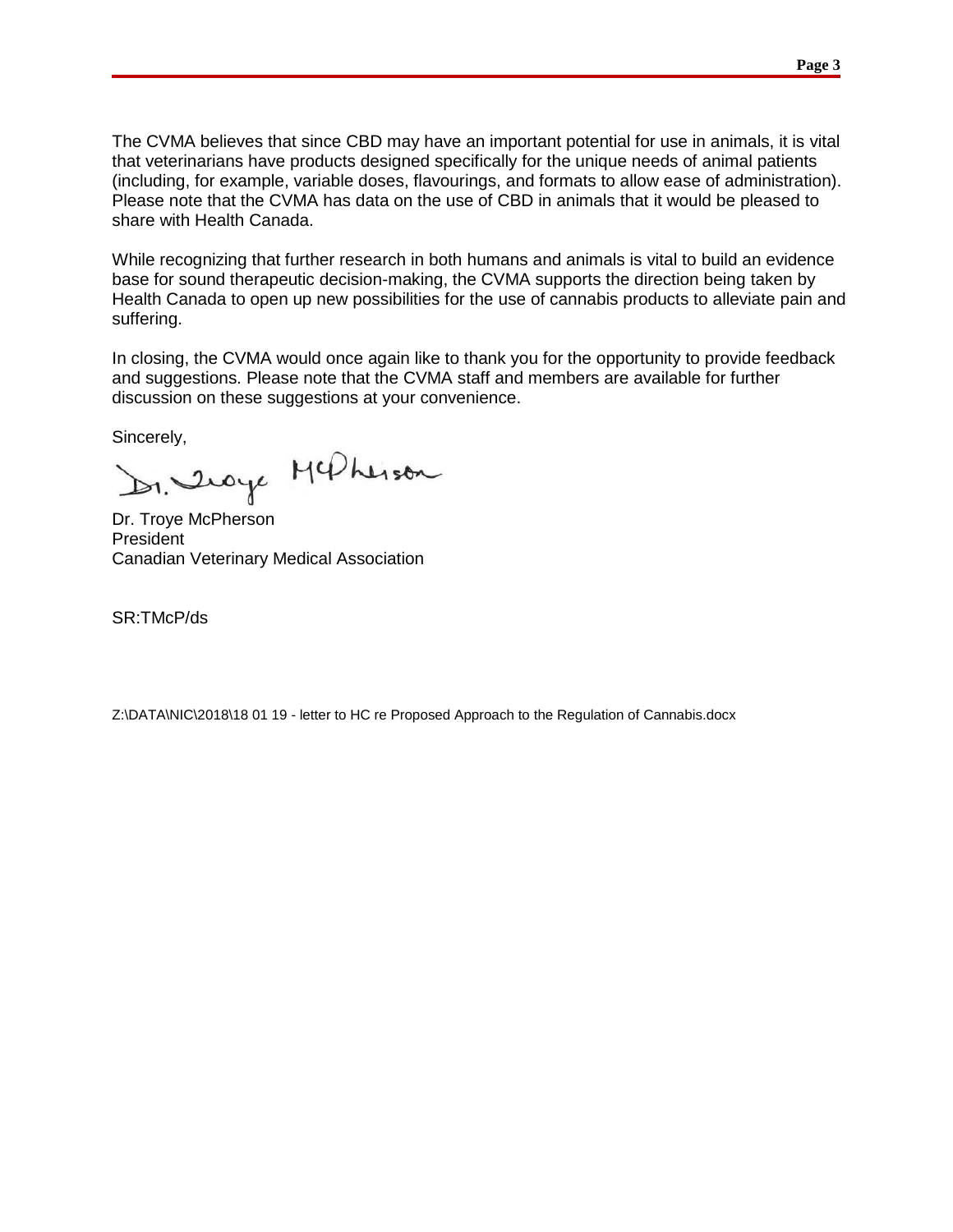The CVMA believes that since CBD may have an important potential for use in animals, it is vital that veterinarians have products designed specifically for the unique needs of animal patients (including, for example, variable doses, flavourings, and formats to allow ease of administration). Please note that the CVMA has data on the use of CBD in animals that it would be pleased to share with Health Canada.

While recognizing that further research in both humans and animals is vital to build an evidence base for sound therapeutic decision-making, the CVMA supports the direction being taken by Health Canada to open up new possibilities for the use of cannabis products to alleviate pain and suffering.

In closing, the CVMA would once again like to thank you for the opportunity to provide feedback and suggestions. Please note that the CVMA staff and members are available for further discussion on these suggestions at your convenience.

Sincerely,

Dr. Troye McPherson

Dr. Troye McPherson
President
Canadian Veterinary Medical Association

SR:TMcP/ds

Z:\DATA\NIC\2018\18 01 19 - letter to HC re Proposed Approach to the Regulation of Cannabis.docx